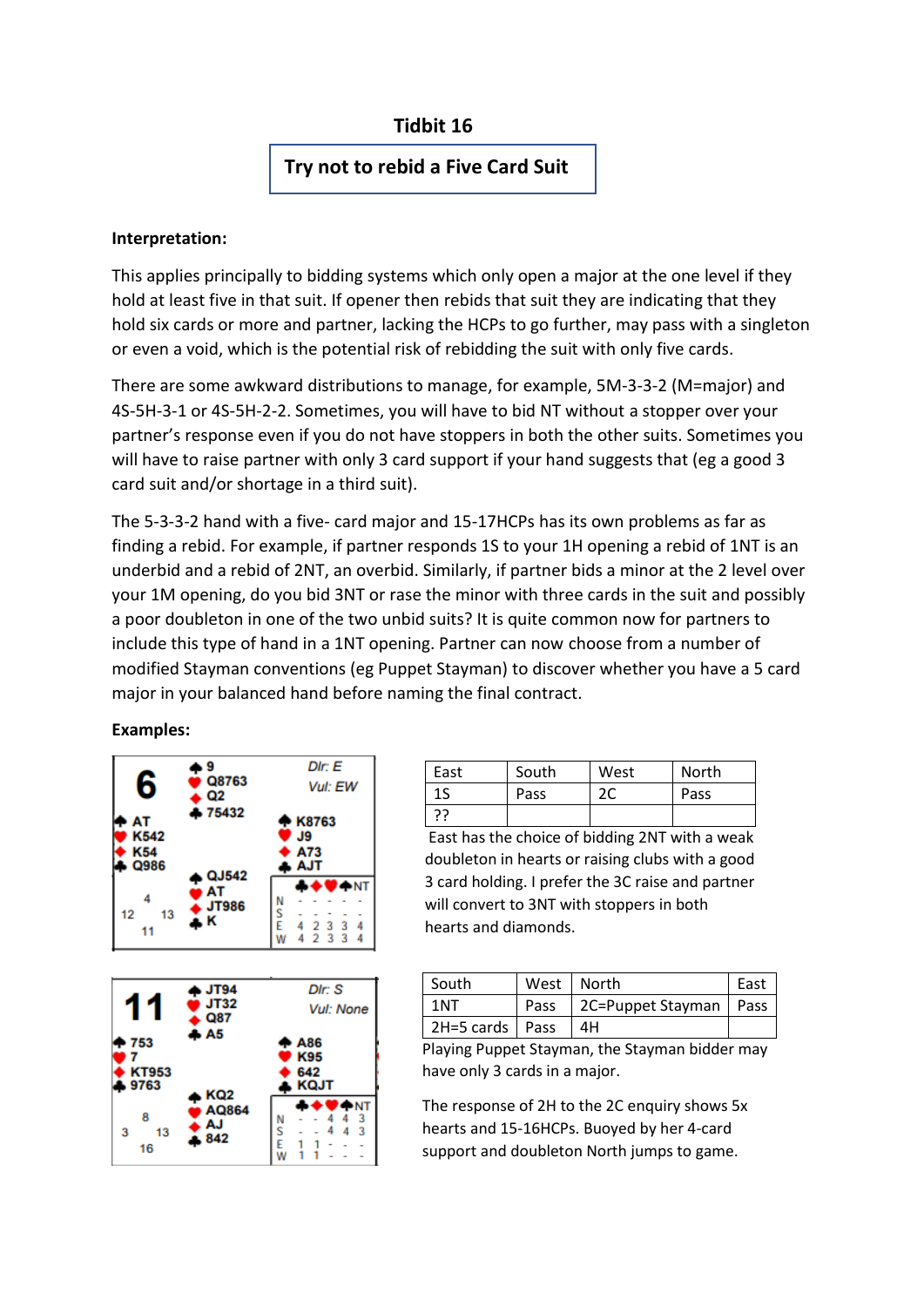# Tidbit 16

## Try not to rebid a Five Card Suit

**Interpretation:**

This applies principally to bidding systems which only open a major at the one level if they hold at least five in that suit. If opener then rebids that suit they are indicating that they hold six cards or more and partner, lacking the HCPs to go further, may pass with a singleton or even a void, which is the potential risk of rebidding the suit with only five cards.

There are some awkward distributions to manage, for example, 5M-3-3-2 (M=major) and 4S-5H-3-1 or 4S-5H-2-2. Sometimes, you will have to bid NT without a stopper over your partner's response even if you do not have stoppers in both the other suits. Sometimes you will have to raise partner with only 3 card support if your hand suggests that (eg a good 3 card suit and/or shortage in a third suit).

The 5-3-3-2 hand with a five- card major and 15-17HCPs has its own problems as far as finding a rebid. For example, if partner responds 1S to your 1H opening a rebid of 1NT is an underbid and a rebid of 2NT, an overbid. Similarly, if partner bids a minor at the 2 level over your 1M opening, do you bid 3NT or rase the minor with three cards in the suit and possibly a poor doubleton in one of the two unbid suits? It is quite common now for partners to include this type of hand in a 1NT opening. Partner can now choose from a number of modified Stayman conventions (eg Puppet Stayman) to discover whether you have a 5 card major in your balanced hand before naming the final contract.

**Examples:**

**Board 6** — Dlr: E, Vul: EW

North: ♠ 9 ♥ Q8763 ♦ Q2 ♣ 75432

West: ♠ AT ♥ K542 ♦ K54 ♣ Q986

East: ♠ K8763 ♥ J9 ♦ A73 ♣ AJT

South: ♠ QJ542 ♥ AT ♦ JT986 ♣ K

HCP: N 4, W 12, E 13, S 11

| | ♣ | ♦ | ♥ | ♠ | NT |
|---|---|---|---|---|---|
| N | - | - | - | - | - |
| S | - | - | - | - | - |
| E | 4 | 2 | 3 | 3 | 4 |
| W | 4 | 2 | 3 | 3 | 4 |

| East | South | West | North |
|---|---|---|---|
| 1S | Pass | 2C | Pass |
| ?? | | | |

East has the choice of bidding 2NT with a weak doubleton in hearts or raising clubs with a good 3 card holding. I prefer the 3C raise and partner will convert to 3NT with stoppers in both hearts and diamonds.

**Board 11** — Dlr: S, Vul: None

North: ♠ JT94 ♥ JT32 ♦ Q87 ♣ A5

West: ♠ 753 ♥ 7 ♦ KT953 ♣ 9763

East: ♠ A86 ♥ K95 ♦ 642 ♣ KQJT

South: ♠ KQ2 ♥ AQ864 ♦ AJ ♣ 842

HCP: N 8, W 3, E 13, S 16

| | ♣ | ♦ | ♥ | ♠ | NT |
|---|---|---|---|---|---|
| N | - | - | 4 | 4 | 3 |
| S | - | - | 4 | 4 | 3 |
| E | 1 | 1 | - | - | - |
| W | 1 | 1 | - | - | - |

| South | West | North | East |
|---|---|---|---|
| 1NT | Pass | 2C=Puppet Stayman | Pass |
| 2H=5 cards | Pass | 4H | |

Playing Puppet Stayman, the Stayman bidder may have only 3 cards in a major.

The response of 2H to the 2C enquiry shows 5x hearts and 15-16HCPs. Buoyed by her 4-card support and doubleton North jumps to game.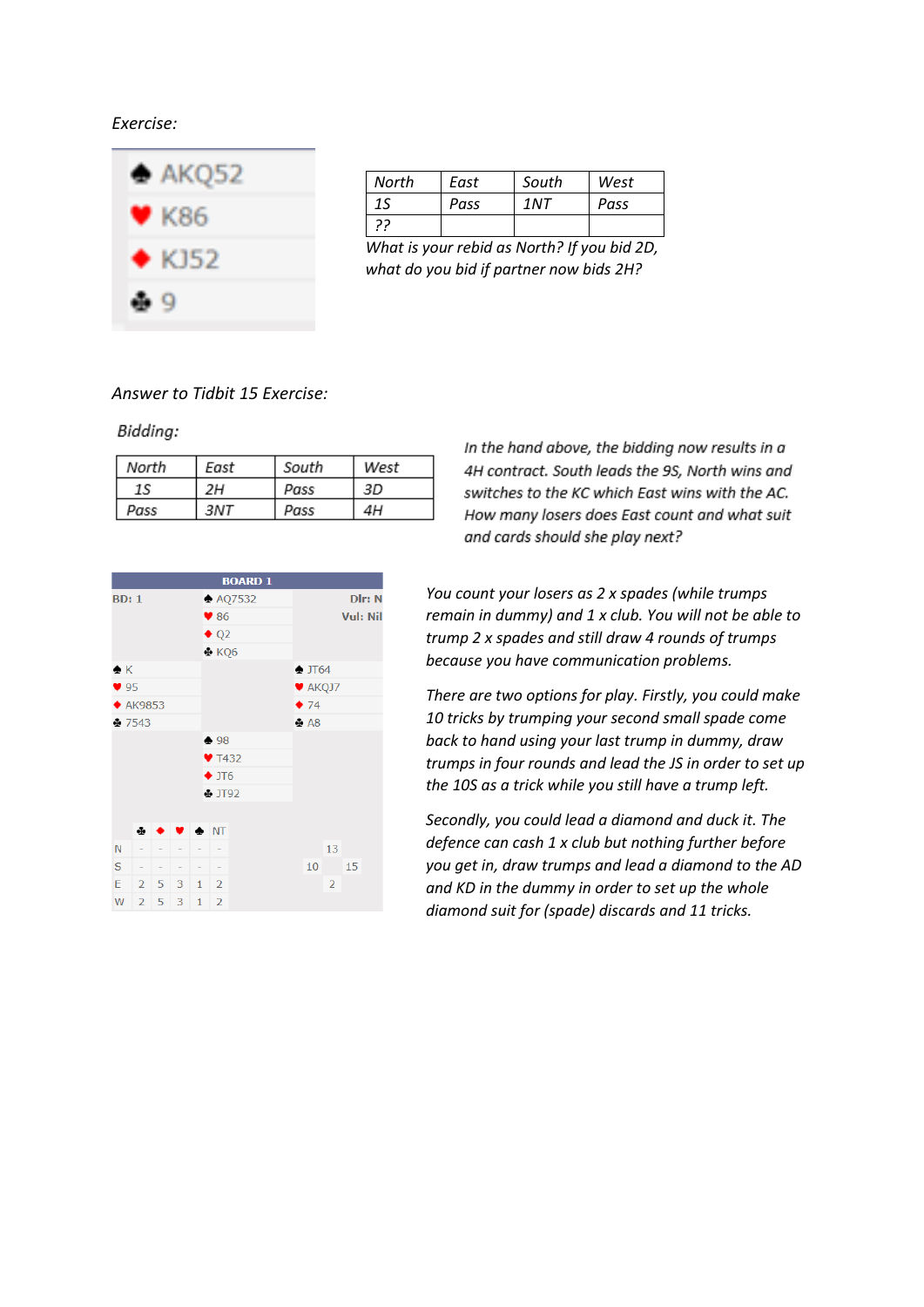*Exercise:*

♠ AKQ52
♥ K86
♦ KJ52
♣ 9

| North | East | South | West |
|---|---|---|---|
| 1S | Pass | 1NT | Pass |
| ?? | | | |

*What is your rebid as North? If you bid 2D, what do you bid if partner now bids 2H?*

*Answer to Tidbit 15 Exercise:*

*Bidding:*

| North | East | South | West |
|---|---|---|---|
| 1S | 2H | Pass | 3D |
| Pass | 3NT | Pass | 4H |

*In the hand above, the bidding now results in a 4H contract. South leads the 9S, North wins and switches to the KC which East wins with the AC. How many losers does East count and what suit and cards should she play next?*

BOARD 1

BD: 1

Dlr: N

Vul: Nil

North:
♠ AQ7532
♥ 86
♦ Q2
♣ KQ6

West:
♠ K
♥ 95
♦ AK9853
♣ 7543

East:
♠ JT64
♥ AKQJ7
♦ 74
♣ A8

South:
♠ 98
♥ T432
♦ JT6
♣ JT92

| | ♣ | ♦ | ♥ | ♠ | NT |
|---|---|---|---|---|---|
| N | - | - | - | - | - |
| S | - | - | - | - | - |
| E | 2 | 5 | 3 | 1 | 2 |
| W | 2 | 5 | 3 | 1 | 2 |

13

10 15

2

*You count your losers as 2 x spades (while trumps remain in dummy) and 1 x club. You will not be able to trump 2 x spades and still draw 4 rounds of trumps because you have communication problems.*

*There are two options for play. Firstly, you could make 10 tricks by trumping your second small spade come back to hand using your last trump in dummy, draw trumps in four rounds and lead the JS in order to set up the 10S as a trick while you still have a trump left.*

*Secondly, you could lead a diamond and duck it. The defence can cash 1 x club but nothing further before you get in, draw trumps and lead a diamond to the AD and KD in the dummy in order to set up the whole diamond suit for (spade) discards and 11 tricks.*